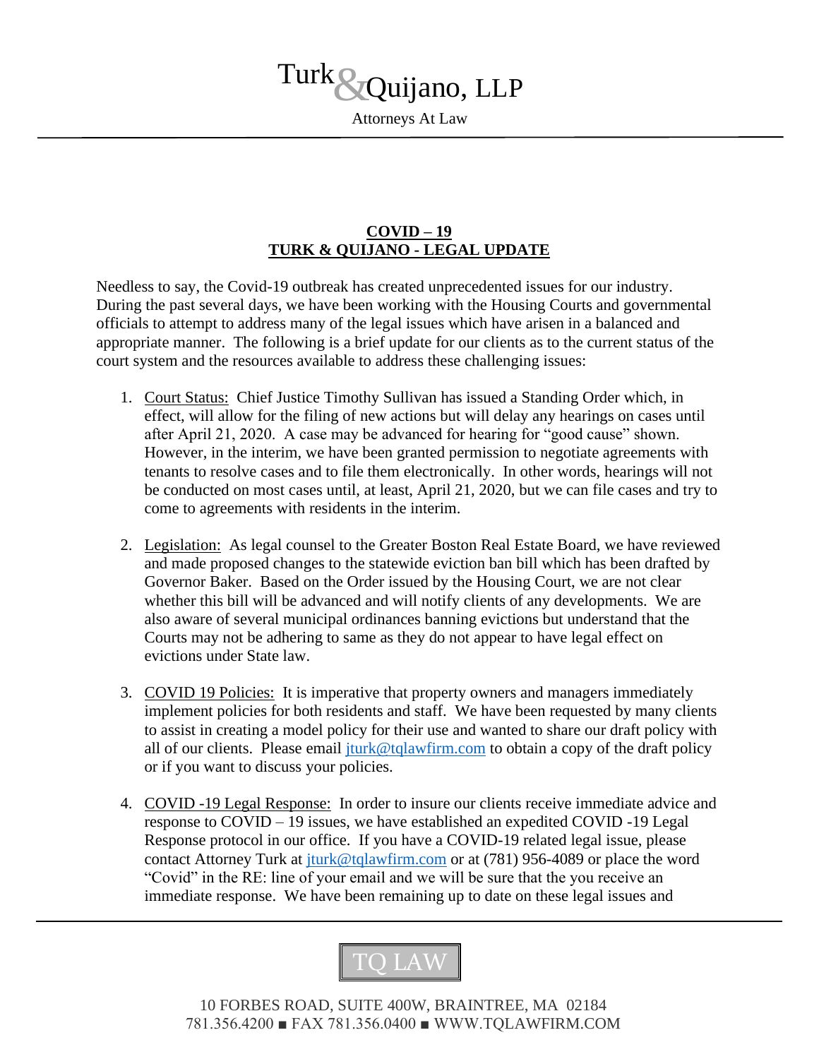Turk & Quijano, LLP

Attorneys At Law

**COVID – 19**
**TURK & QUIJANO - LEGAL UPDATE**

Needless to say, the Covid-19 outbreak has created unprecedented issues for our industry. During the past several days, we have been working with the Housing Courts and governmental officials to attempt to address many of the legal issues which have arisen in a balanced and appropriate manner. The following is a brief update for our clients as to the current status of the court system and the resources available to address these challenging issues:

1. Court Status: Chief Justice Timothy Sullivan has issued a Standing Order which, in effect, will allow for the filing of new actions but will delay any hearings on cases until after April 21, 2020. A case may be advanced for hearing for "good cause" shown. However, in the interim, we have been granted permission to negotiate agreements with tenants to resolve cases and to file them electronically. In other words, hearings will not be conducted on most cases until, at least, April 21, 2020, but we can file cases and try to come to agreements with residents in the interim.

2. Legislation: As legal counsel to the Greater Boston Real Estate Board, we have reviewed and made proposed changes to the statewide eviction ban bill which has been drafted by Governor Baker. Based on the Order issued by the Housing Court, we are not clear whether this bill will be advanced and will notify clients of any developments. We are also aware of several municipal ordinances banning evictions but understand that the Courts may not be adhering to same as they do not appear to have legal effect on evictions under State law.

3. COVID 19 Policies: It is imperative that property owners and managers immediately implement policies for both residents and staff. We have been requested by many clients to assist in creating a model policy for their use and wanted to share our draft policy with all of our clients. Please email jturk@tqlawfirm.com to obtain a copy of the draft policy or if you want to discuss your policies.

4. COVID -19 Legal Response: In order to insure our clients receive immediate advice and response to COVID – 19 issues, we have established an expedited COVID -19 Legal Response protocol in our office. If you have a COVID-19 related legal issue, please contact Attorney Turk at jturk@tqlawfirm.com or at (781) 956-4089 or place the word "Covid" in the RE: line of your email and we will be sure that the you receive an immediate response. We have been remaining up to date on these legal issues and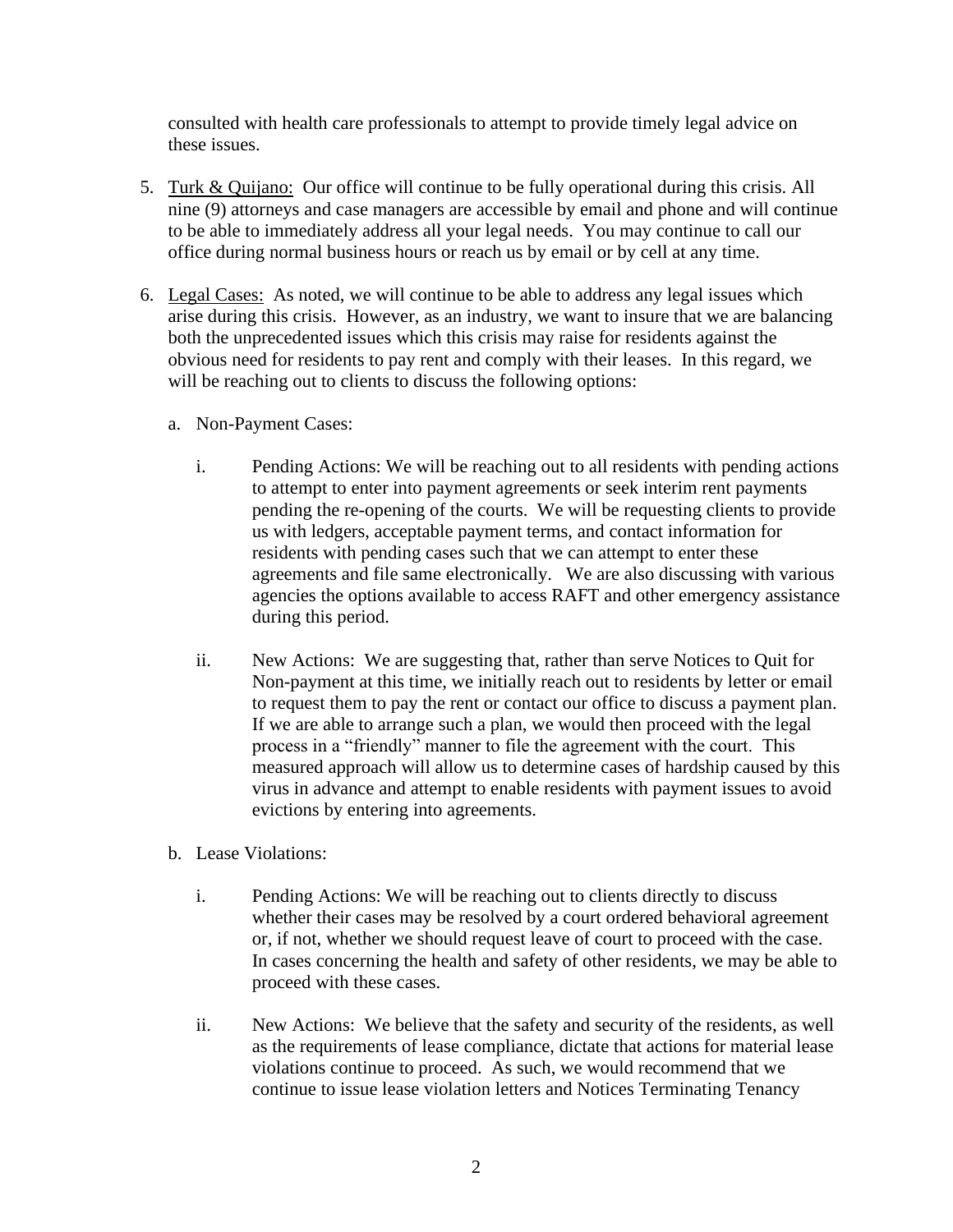consulted with health care professionals to attempt to provide timely legal advice on these issues.

5. Turk & Quijano: Our office will continue to be fully operational during this crisis. All nine (9) attorneys and case managers are accessible by email and phone and will continue to be able to immediately address all your legal needs. You may continue to call our office during normal business hours or reach us by email or by cell at any time.

6. Legal Cases: As noted, we will continue to be able to address any legal issues which arise during this crisis. However, as an industry, we want to insure that we are balancing both the unprecedented issues which this crisis may raise for residents against the obvious need for residents to pay rent and comply with their leases. In this regard, we will be reaching out to clients to discuss the following options:

   a. Non-Payment Cases:

      i. Pending Actions: We will be reaching out to all residents with pending actions to attempt to enter into payment agreements or seek interim rent payments pending the re-opening of the courts. We will be requesting clients to provide us with ledgers, acceptable payment terms, and contact information for residents with pending cases such that we can attempt to enter these agreements and file same electronically. We are also discussing with various agencies the options available to access RAFT and other emergency assistance during this period.

      ii. New Actions: We are suggesting that, rather than serve Notices to Quit for Non-payment at this time, we initially reach out to residents by letter or email to request them to pay the rent or contact our office to discuss a payment plan. If we are able to arrange such a plan, we would then proceed with the legal process in a "friendly" manner to file the agreement with the court. This measured approach will allow us to determine cases of hardship caused by this virus in advance and attempt to enable residents with payment issues to avoid evictions by entering into agreements.

   b. Lease Violations:

      i. Pending Actions: We will be reaching out to clients directly to discuss whether their cases may be resolved by a court ordered behavioral agreement or, if not, whether we should request leave of court to proceed with the case. In cases concerning the health and safety of other residents, we may be able to proceed with these cases.

      ii. New Actions: We believe that the safety and security of the residents, as well as the requirements of lease compliance, dictate that actions for material lease violations continue to proceed. As such, we would recommend that we continue to issue lease violation letters and Notices Terminating Tenancy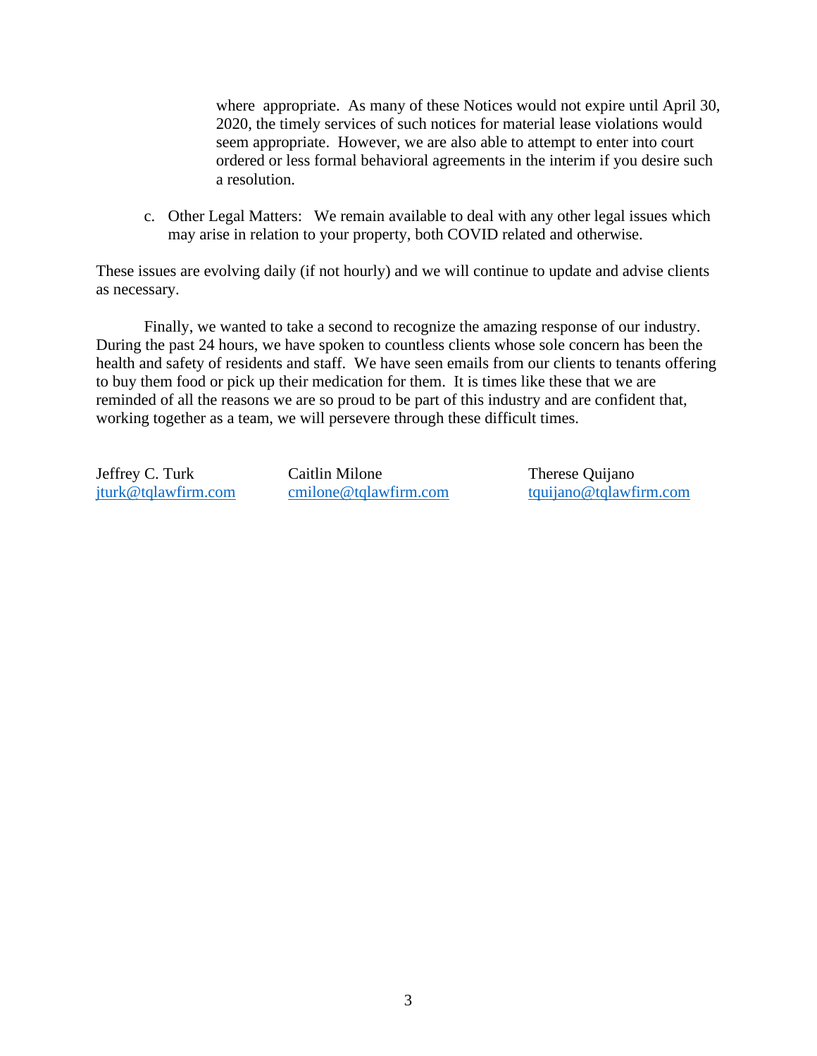where appropriate. As many of these Notices would not expire until April 30, 2020, the timely services of such notices for material lease violations would seem appropriate. However, we are also able to attempt to enter into court ordered or less formal behavioral agreements in the interim if you desire such a resolution.

c. Other Legal Matters: We remain available to deal with any other legal issues which may arise in relation to your property, both COVID related and otherwise.

These issues are evolving daily (if not hourly) and we will continue to update and advise clients as necessary.

Finally, we wanted to take a second to recognize the amazing response of our industry. During the past 24 hours, we have spoken to countless clients whose sole concern has been the health and safety of residents and staff. We have seen emails from our clients to tenants offering to buy them food or pick up their medication for them. It is times like these that we are reminded of all the reasons we are so proud to be part of this industry and are confident that, working together as a team, we will persevere through these difficult times.

Jeffrey C. Turk
jturk@tqlawfirm.com

Caitlin Milone
cmilone@tqlawfirm.com

Therese Quijano
tquijano@tqlawfirm.com